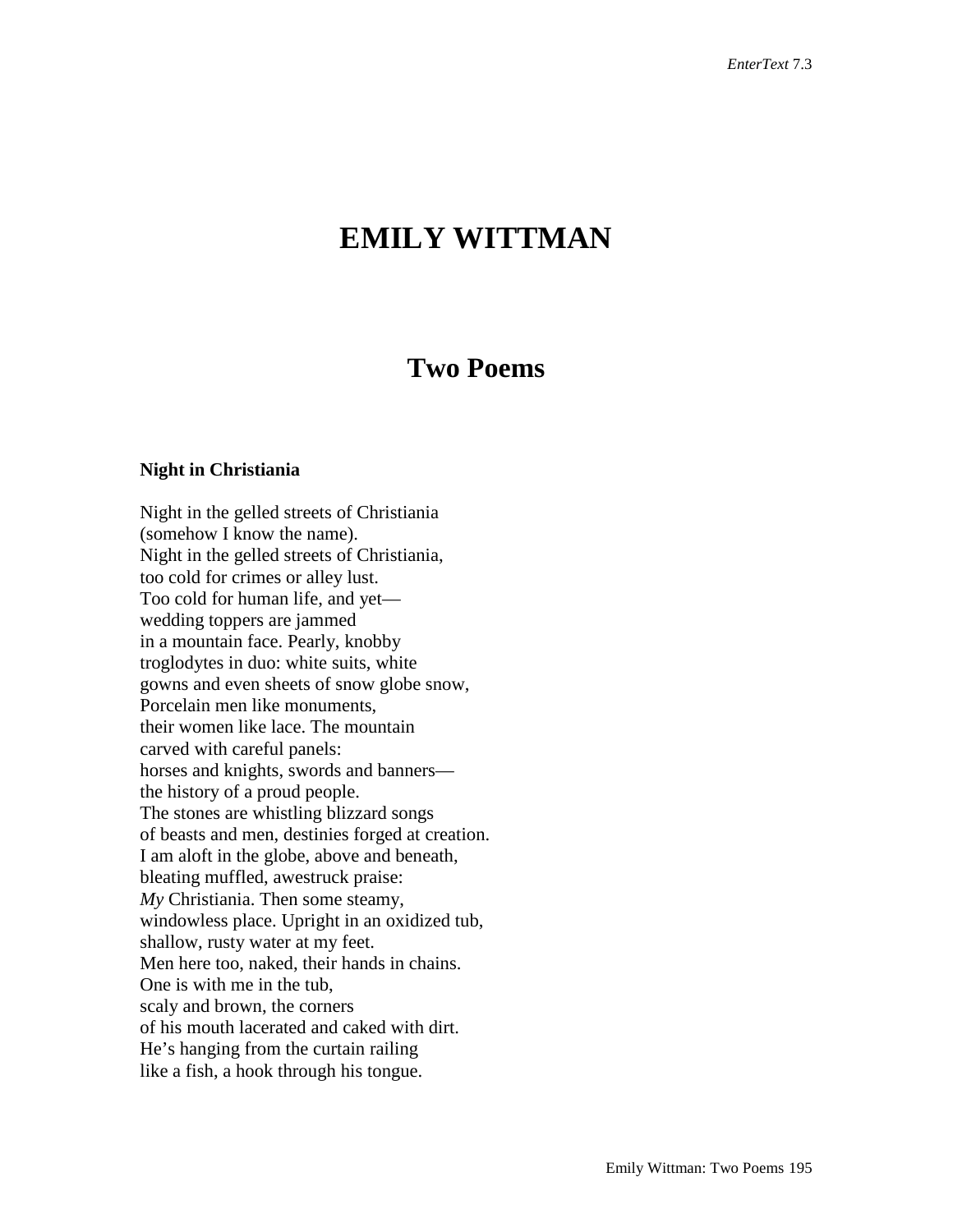# EMILY WITTMAN

## Two Poems

**Night in Christiania**

Night in the gelled streets of Christiania  
(somehow I know the name).  
Night in the gelled streets of Christiania,  
too cold for crimes or alley lust.  
Too cold for human life, and yet—  
wedding toppers are jammed  
in a mountain face. Pearly, knobby  
troglodytes in duo: white suits, white  
gowns and even sheets of snow globe snow,  
Porcelain men like monuments,  
their women like lace. The mountain  
carved with careful panels:  
horses and knights, swords and banners—  
the history of a proud people.  
The stones are whistling blizzard songs  
of beasts and men, destinies forged at creation.  
I am aloft in the globe, above and beneath,  
bleating muffled, awestruck praise:  
*My* Christiania. Then some steamy,  
windowless place. Upright in an oxidized tub,  
shallow, rusty water at my feet.  
Men here too, naked, their hands in chains.  
One is with me in the tub,  
scaly and brown, the corners  
of his mouth lacerated and caked with dirt.  
He's hanging from the curtain railing  
like a fish, a hook through his tongue.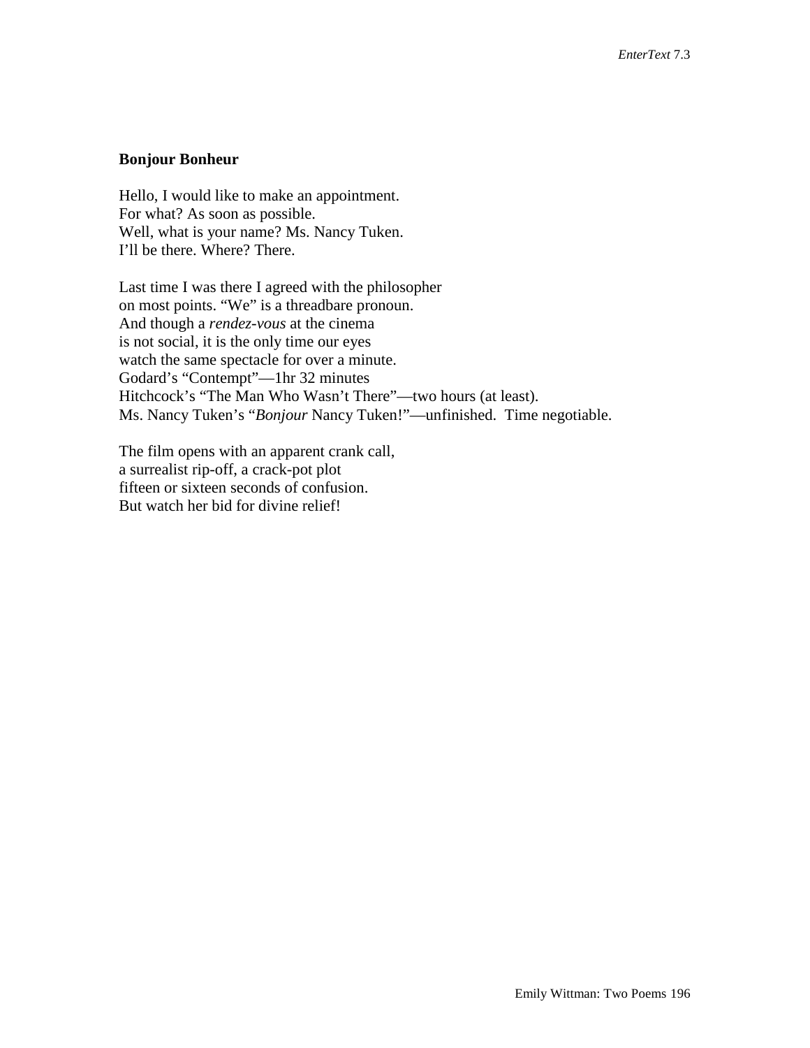**Bonjour Bonheur**

Hello, I would like to make an appointment.  
For what? As soon as possible.  
Well, what is your name? Ms. Nancy Tuken.  
I'll be there. Where? There.

Last time I was there I agreed with the philosopher  
on most points. "We" is a threadbare pronoun.  
And though a *rendez-vous* at the cinema  
is not social, it is the only time our eyes  
watch the same spectacle for over a minute.  
Godard's "Contempt"—1hr 32 minutes  
Hitchcock's "The Man Who Wasn't There"—two hours (at least).  
Ms. Nancy Tuken's "*Bonjour* Nancy Tuken!"—unfinished. Time negotiable.

The film opens with an apparent crank call,  
a surrealist rip-off, a crack-pot plot  
fifteen or sixteen seconds of confusion.  
But watch her bid for divine relief!